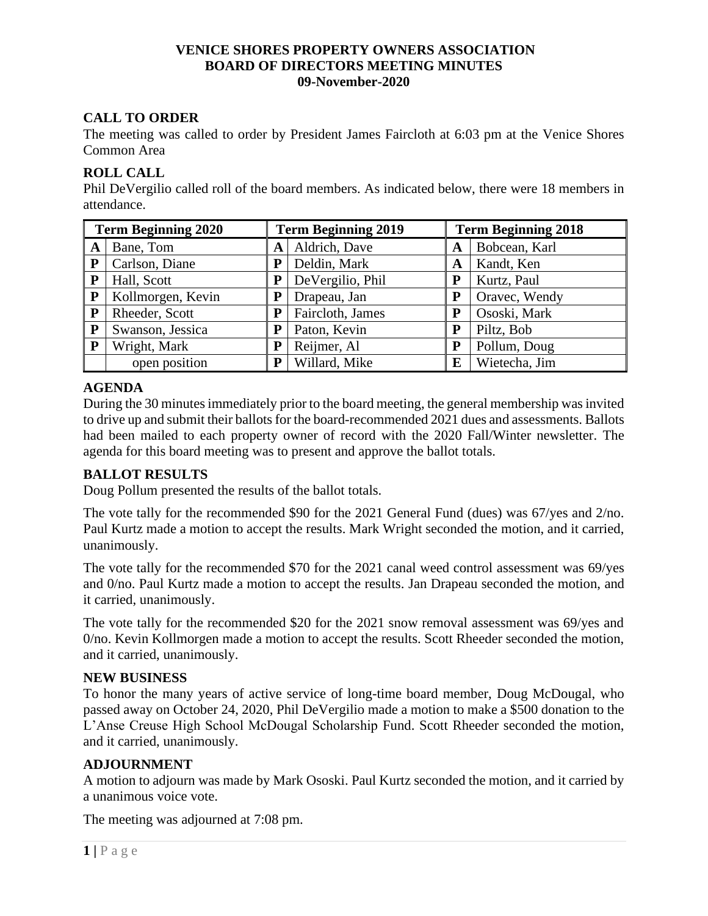**VENICE SHORES PROPERTY OWNERS ASSOCIATION**
**BOARD OF DIRECTORS MEETING MINUTES**
**09-November-2020**

## CALL TO ORDER

The meeting was called to order by President James Faircloth at 6:03 pm at the Venice Shores Common Area

## ROLL CALL

Phil DeVergilio called roll of the board members. As indicated below, there were 18 members in attendance.

| Term Beginning 2020 | | Term Beginning 2019 | | Term Beginning 2018 | |
|---|---|---|---|---|---|
| A | Bane, Tom | A | Aldrich, Dave | A | Bobcean, Karl |
| P | Carlson, Diane | P | Deldin, Mark | A | Kandt, Ken |
| P | Hall, Scott | P | DeVergilio, Phil | P | Kurtz, Paul |
| P | Kollmorgen, Kevin | P | Drapeau, Jan | P | Oravec, Wendy |
| P | Rheeder, Scott | P | Faircloth, James | P | Ososki, Mark |
| P | Swanson, Jessica | P | Paton, Kevin | P | Piltz, Bob |
| P | Wright, Mark | P | Reijmer, Al | P | Pollum, Doug |
| | open position | P | Willard, Mike | E | Wietecha, Jim |

## AGENDA

During the 30 minutes immediately prior to the board meeting, the general membership was invited to drive up and submit their ballots for the board-recommended 2021 dues and assessments. Ballots had been mailed to each property owner of record with the 2020 Fall/Winter newsletter. The agenda for this board meeting was to present and approve the ballot totals.

## BALLOT RESULTS

Doug Pollum presented the results of the ballot totals.

The vote tally for the recommended $90 for the 2021 General Fund (dues) was 67/yes and 2/no. Paul Kurtz made a motion to accept the results. Mark Wright seconded the motion, and it carried, unanimously.

The vote tally for the recommended $70 for the 2021 canal weed control assessment was 69/yes and 0/no. Paul Kurtz made a motion to accept the results. Jan Drapeau seconded the motion, and it carried, unanimously.

The vote tally for the recommended $20 for the 2021 snow removal assessment was 69/yes and 0/no. Kevin Kollmorgen made a motion to accept the results. Scott Rheeder seconded the motion, and it carried, unanimously.

## NEW BUSINESS

To honor the many years of active service of long-time board member, Doug McDougal, who passed away on October 24, 2020, Phil DeVergilio made a motion to make a $500 donation to the L'Anse Creuse High School McDougal Scholarship Fund. Scott Rheeder seconded the motion, and it carried, unanimously.

## ADJOURNMENT

A motion to adjourn was made by Mark Ososki. Paul Kurtz seconded the motion, and it carried by a unanimous voice vote.

The meeting was adjourned at 7:08 pm.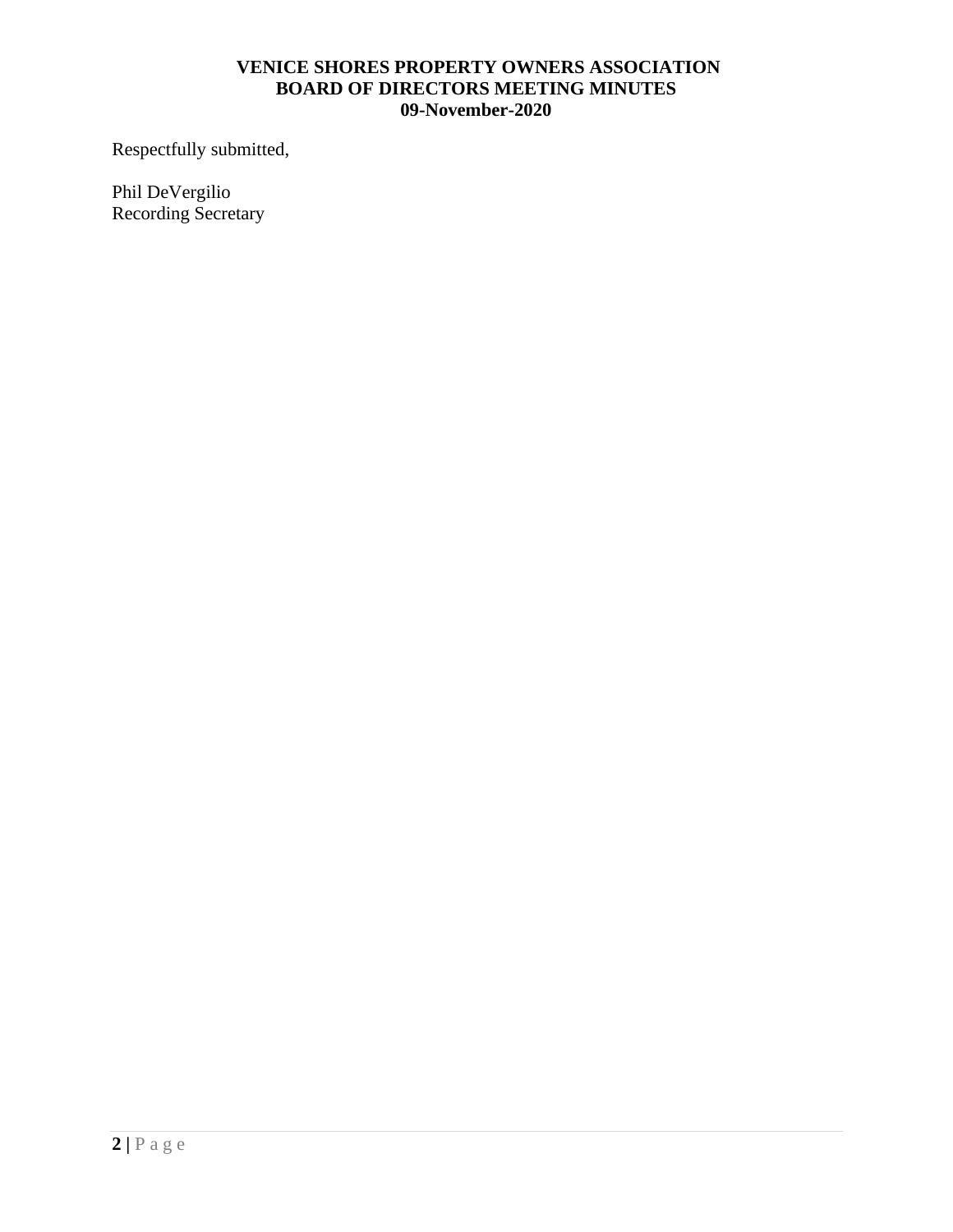Respectfully submitted,

Phil DeVergilio
Recording Secretary